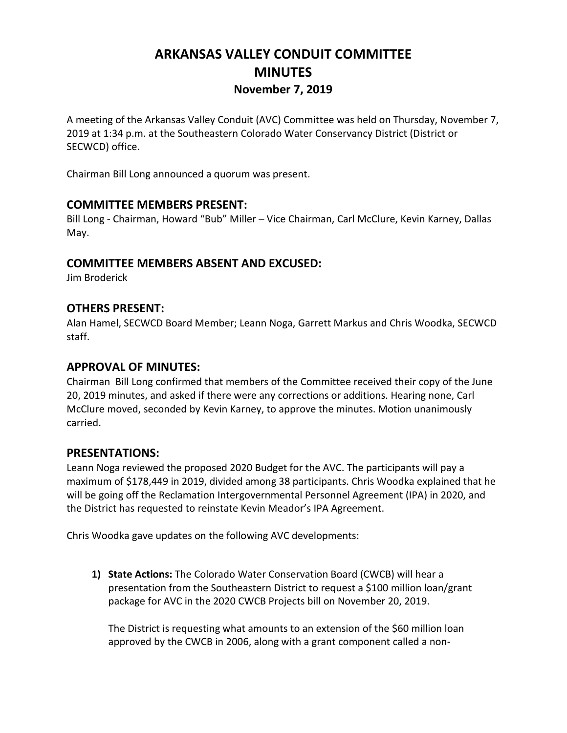# ARKANSAS VALLEY CONDUIT COMMITTEE
# MINUTES
### November 7, 2019

A meeting of the Arkansas Valley Conduit (AVC) Committee was held on Thursday, November 7, 2019 at 1:34 p.m. at the Southeastern Colorado Water Conservancy District (District or SECWCD) office.

Chairman Bill Long announced a quorum was present.

## COMMITTEE MEMBERS PRESENT:

Bill Long - Chairman, Howard "Bub" Miller – Vice Chairman, Carl McClure, Kevin Karney, Dallas May.

## COMMITTEE MEMBERS ABSENT AND EXCUSED:

Jim Broderick

## OTHERS PRESENT:

Alan Hamel, SECWCD Board Member; Leann Noga, Garrett Markus and Chris Woodka, SECWCD staff.

## APPROVAL OF MINUTES:

Chairman Bill Long confirmed that members of the Committee received their copy of the June 20, 2019 minutes, and asked if there were any corrections or additions. Hearing none, Carl McClure moved, seconded by Kevin Karney, to approve the minutes. Motion unanimously carried.

## PRESENTATIONS:

Leann Noga reviewed the proposed 2020 Budget for the AVC. The participants will pay a maximum of $178,449 in 2019, divided among 38 participants. Chris Woodka explained that he will be going off the Reclamation Intergovernmental Personnel Agreement (IPA) in 2020, and the District has requested to reinstate Kevin Meador's IPA Agreement.

Chris Woodka gave updates on the following AVC developments:

1) **State Actions:** The Colorado Water Conservation Board (CWCB) will hear a presentation from the Southeastern District to request a $100 million loan/grant package for AVC in the 2020 CWCB Projects bill on November 20, 2019.

   The District is requesting what amounts to an extension of the $60 million loan approved by the CWCB in 2006, along with a grant component called a non-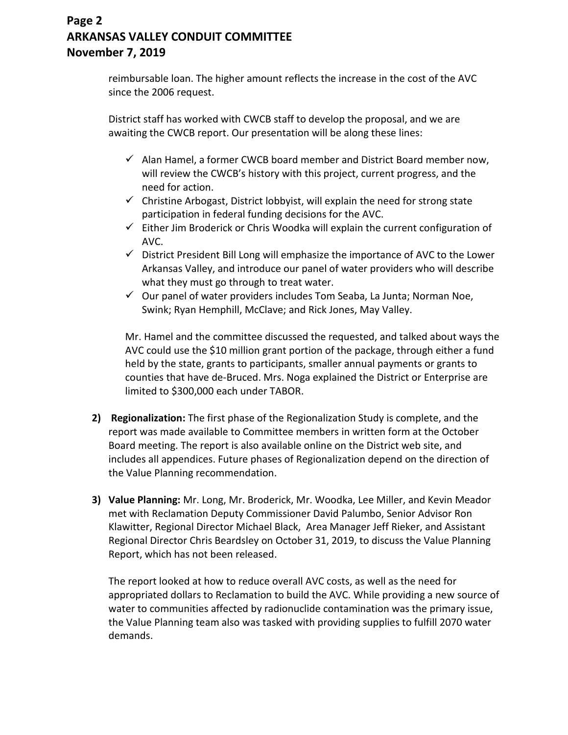reimbursable loan. The higher amount reflects the increase in the cost of the AVC since the 2006 request.

District staff has worked with CWCB staff to develop the proposal, and we are awaiting the CWCB report. Our presentation will be along these lines:

- ✓ Alan Hamel, a former CWCB board member and District Board member now, will review the CWCB's history with this project, current progress, and the need for action.
- ✓ Christine Arbogast, District lobbyist, will explain the need for strong state participation in federal funding decisions for the AVC.
- ✓ Either Jim Broderick or Chris Woodka will explain the current configuration of AVC.
- ✓ District President Bill Long will emphasize the importance of AVC to the Lower Arkansas Valley, and introduce our panel of water providers who will describe what they must go through to treat water.
- ✓ Our panel of water providers includes Tom Seaba, La Junta; Norman Noe, Swink; Ryan Hemphill, McClave; and Rick Jones, May Valley.

Mr. Hamel and the committee discussed the requested, and talked about ways the AVC could use the $10 million grant portion of the package, through either a fund held by the state, grants to participants, smaller annual payments or grants to counties that have de-Bruced. Mrs. Noga explained the District or Enterprise are limited to $300,000 each under TABOR.

2) **Regionalization:** The first phase of the Regionalization Study is complete, and the report was made available to Committee members in written form at the October Board meeting. The report is also available online on the District web site, and includes all appendices. Future phases of Regionalization depend on the direction of the Value Planning recommendation.

3) **Value Planning:** Mr. Long, Mr. Broderick, Mr. Woodka, Lee Miller, and Kevin Meador met with Reclamation Deputy Commissioner David Palumbo, Senior Advisor Ron Klawitter, Regional Director Michael Black, Area Manager Jeff Rieker, and Assistant Regional Director Chris Beardsley on October 31, 2019, to discuss the Value Planning Report, which has not been released.

   The report looked at how to reduce overall AVC costs, as well as the need for appropriated dollars to Reclamation to build the AVC. While providing a new source of water to communities affected by radionuclide contamination was the primary issue, the Value Planning team also was tasked with providing supplies to fulfill 2070 water demands.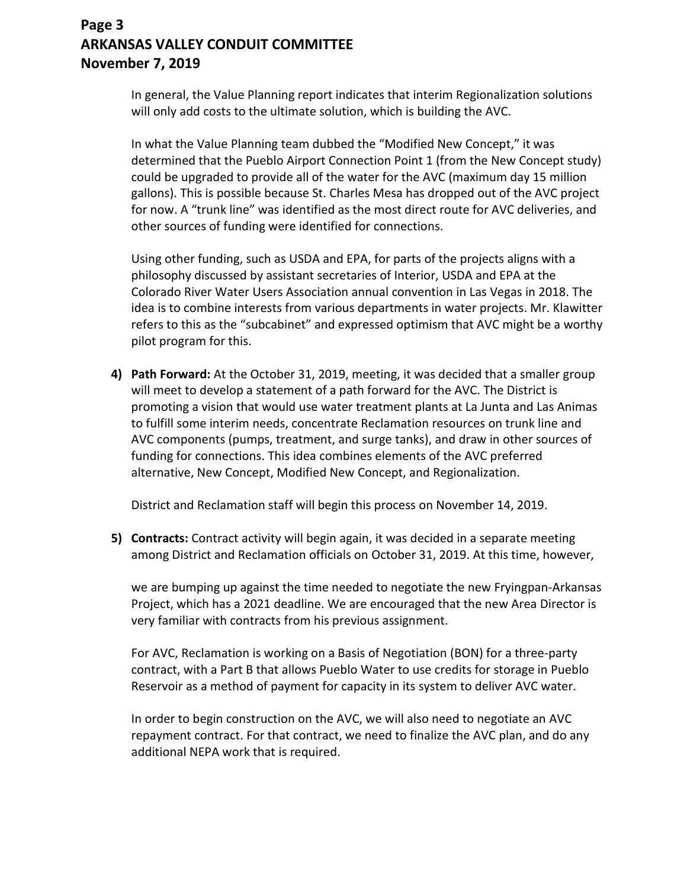In general, the Value Planning report indicates that interim Regionalization solutions will only add costs to the ultimate solution, which is building the AVC.

In what the Value Planning team dubbed the "Modified New Concept," it was determined that the Pueblo Airport Connection Point 1 (from the New Concept study) could be upgraded to provide all of the water for the AVC (maximum day 15 million gallons). This is possible because St. Charles Mesa has dropped out of the AVC project for now. A "trunk line" was identified as the most direct route for AVC deliveries, and other sources of funding were identified for connections.

Using other funding, such as USDA and EPA, for parts of the projects aligns with a philosophy discussed by assistant secretaries of Interior, USDA and EPA at the Colorado River Water Users Association annual convention in Las Vegas in 2018. The idea is to combine interests from various departments in water projects. Mr. Klawitter refers to this as the "subcabinet" and expressed optimism that AVC might be a worthy pilot program for this.

4) **Path Forward:** At the October 31, 2019, meeting, it was decided that a smaller group will meet to develop a statement of a path forward for the AVC. The District is promoting a vision that would use water treatment plants at La Junta and Las Animas to fulfill some interim needs, concentrate Reclamation resources on trunk line and AVC components (pumps, treatment, and surge tanks), and draw in other sources of funding for connections. This idea combines elements of the AVC preferred alternative, New Concept, Modified New Concept, and Regionalization.

   District and Reclamation staff will begin this process on November 14, 2019.

5) **Contracts:** Contract activity will begin again, it was decided in a separate meeting among District and Reclamation officials on October 31, 2019. At this time, however, we are bumping up against the time needed to negotiate the new Fryingpan-Arkansas Project, which has a 2021 deadline. We are encouraged that the new Area Director is very familiar with contracts from his previous assignment.

   For AVC, Reclamation is working on a Basis of Negotiation (BON) for a three-party contract, with a Part B that allows Pueblo Water to use credits for storage in Pueblo Reservoir as a method of payment for capacity in its system to deliver AVC water.

   In order to begin construction on the AVC, we will also need to negotiate an AVC repayment contract. For that contract, we need to finalize the AVC plan, and do any additional NEPA work that is required.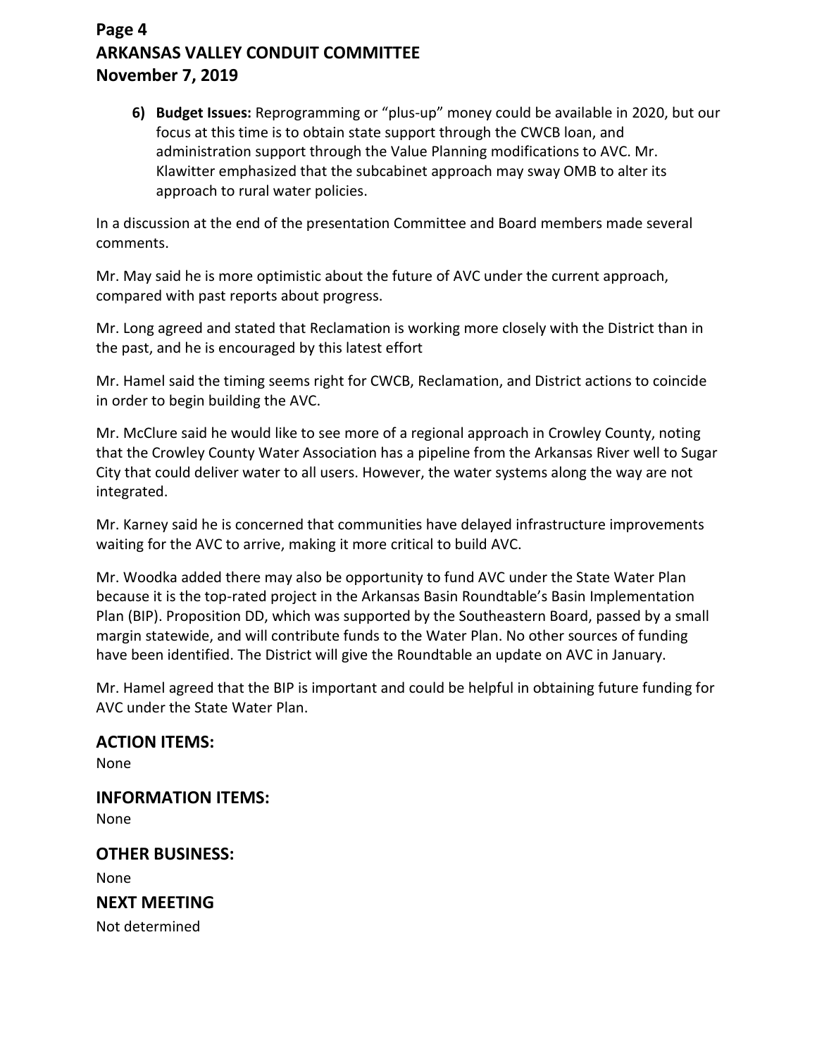6) **Budget Issues:** Reprogramming or "plus-up" money could be available in 2020, but our focus at this time is to obtain state support through the CWCB loan, and administration support through the Value Planning modifications to AVC. Mr. Klawitter emphasized that the subcabinet approach may sway OMB to alter its approach to rural water policies.

In a discussion at the end of the presentation Committee and Board members made several comments.

Mr. May said he is more optimistic about the future of AVC under the current approach, compared with past reports about progress.

Mr. Long agreed and stated that Reclamation is working more closely with the District than in the past, and he is encouraged by this latest effort

Mr. Hamel said the timing seems right for CWCB, Reclamation, and District actions to coincide in order to begin building the AVC.

Mr. McClure said he would like to see more of a regional approach in Crowley County, noting that the Crowley County Water Association has a pipeline from the Arkansas River well to Sugar City that could deliver water to all users. However, the water systems along the way are not integrated.

Mr. Karney said he is concerned that communities have delayed infrastructure improvements waiting for the AVC to arrive, making it more critical to build AVC.

Mr. Woodka added there may also be opportunity to fund AVC under the State Water Plan because it is the top-rated project in the Arkansas Basin Roundtable's Basin Implementation Plan (BIP). Proposition DD, which was supported by the Southeastern Board, passed by a small margin statewide, and will contribute funds to the Water Plan. No other sources of funding have been identified. The District will give the Roundtable an update on AVC in January.

Mr. Hamel agreed that the BIP is important and could be helpful in obtaining future funding for AVC under the State Water Plan.

## ACTION ITEMS:

None

## INFORMATION ITEMS:

None

## OTHER BUSINESS:

None

## NEXT MEETING

Not determined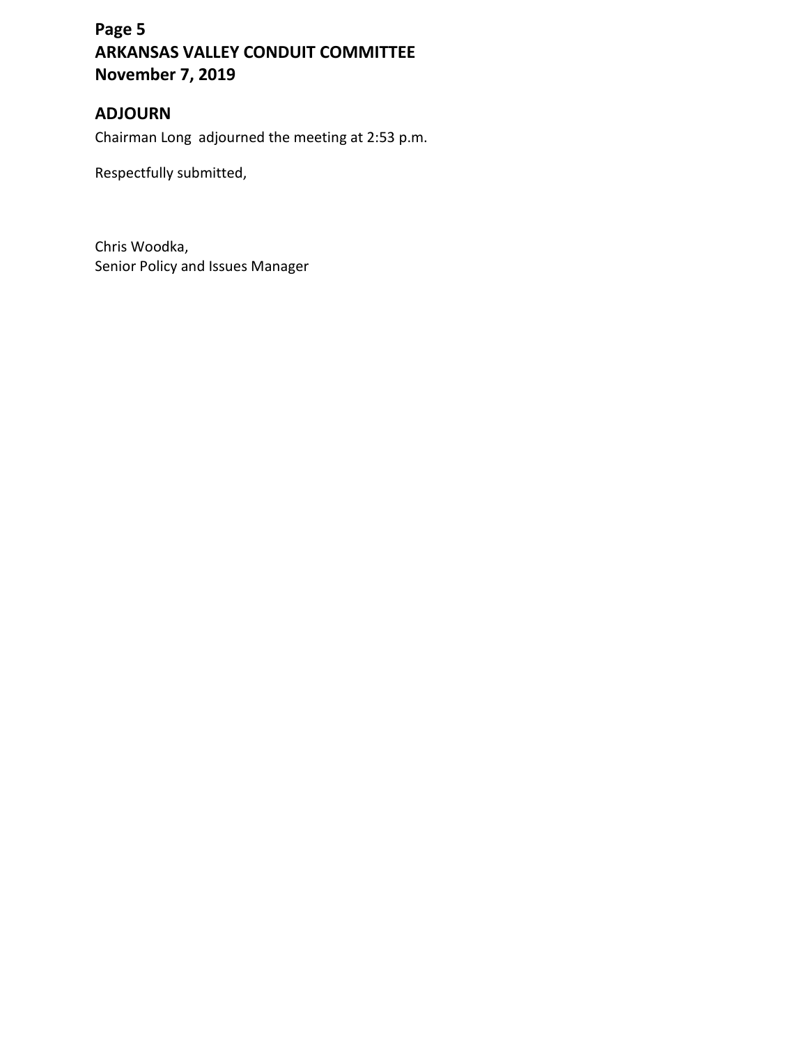## ADJOURN

Chairman Long adjourned the meeting at 2:53 p.m.

Respectfully submitted,

Chris Woodka,
Senior Policy and Issues Manager